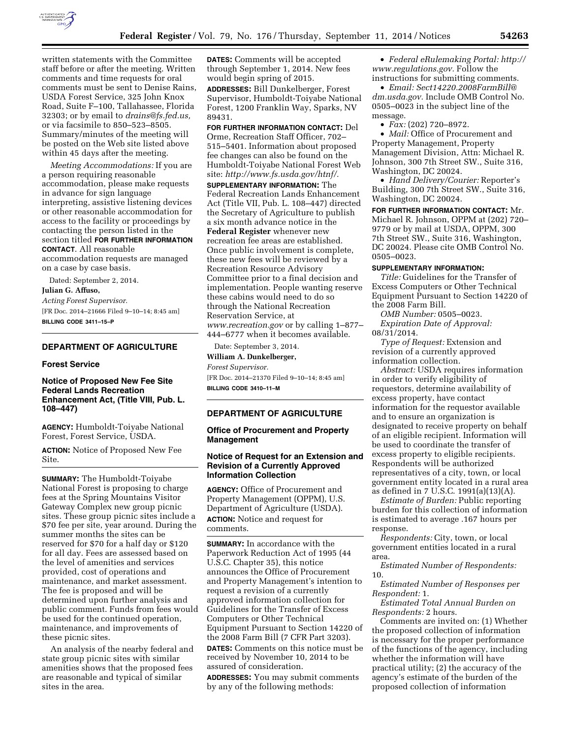written statements with the Committee staff before or after the meeting. Written comments and time requests for oral comments must be sent to Denise Rains, USDA Forest Service, 325 John Knox Road, Suite F–100, Tallahassee, Florida 32303; or by email to *drains@fs.fed.us,* or via facsimile to 850–523–8505. Summary/minutes of the meeting will be posted on the Web site listed above within 45 days after the meeting.

*Meeting Accommodations:* If you are a person requiring reasonable accommodation, please make requests in advance for sign language interpreting, assistive listening devices or other reasonable accommodation for access to the facility or proceedings by contacting the person listed in the section titled **FOR FURTHER INFORMATION CONTACT**. All reasonable accommodation requests are managed on a case by case basis.

Dated: September 2, 2014.

**Julian G. Affuso,**

*Acting Forest Supervisor.*

[FR Doc. 2014–21666 Filed 9–10–14; 8:45 am]

**BILLING CODE 3411–15–P**

## DEPARTMENT OF AGRICULTURE

### Forest Service

### Notice of Proposed New Fee Site Federal Lands Recreation Enhancement Act, (Title VIII, Pub. L. 108–447)

**AGENCY:** Humboldt-Toiyabe National Forest, Forest Service, USDA.

**ACTION:** Notice of Proposed New Fee Site.

**SUMMARY:** The Humboldt-Toiyabe National Forest is proposing to charge fees at the Spring Mountains Visitor Gateway Complex new group picnic sites. These group picnic sites include a $70 fee per site, year around. During the summer months the sites can be reserved for $70 for a half day or $120 for all day. Fees are assessed based on the level of amenities and services provided, cost of operations and maintenance, and market assessment. The fee is proposed and will be determined upon further analysis and public comment. Funds from fees would be used for the continued operation, maintenance, and improvements of these picnic sites.

An analysis of the nearby federal and state group picnic sites with similar amenities shows that the proposed fees are reasonable and typical of similar sites in the area.

**DATES:** Comments will be accepted through September 1, 2014. New fees would begin spring of 2015.

**ADDRESSES:** Bill Dunkelberger, Forest Supervisor, Humboldt-Toiyabe National Forest, 1200 Franklin Way, Sparks, NV 89431.

**FOR FURTHER INFORMATION CONTACT:** Del Orme, Recreation Staff Officer, 702–515–5401. Information about proposed fee changes can also be found on the Humboldt-Toiyabe National Forest Web site: *http://www.fs.usda.gov/htnf/.*

**SUPPLEMENTARY INFORMATION:** The Federal Recreation Lands Enhancement Act (Title VII, Pub. L. 108–447) directed the Secretary of Agriculture to publish a six month advance notice in the **Federal Register** whenever new recreation fee areas are established. Once public involvement is complete, these new fees will be reviewed by a Recreation Resource Advisory Committee prior to a final decision and implementation. People wanting reserve these cabins would need to do so through the National Recreation Reservation Service, at *www.recreation.gov* or by calling 1–877–444–6777 when it becomes available.

Date: September 3, 2014.

**William A. Dunkelberger,**

*Forest Supervisor.*

[FR Doc. 2014–21370 Filed 9–10–14; 8:45 am]

**BILLING CODE 3410–11–M**

## DEPARTMENT OF AGRICULTURE

### Office of Procurement and Property Management

### Notice of Request for an Extension and Revision of a Currently Approved Information Collection

**AGENCY:** Office of Procurement and Property Management (OPPM), U.S. Department of Agriculture (USDA).

**ACTION:** Notice and request for comments.

**SUMMARY:** In accordance with the Paperwork Reduction Act of 1995 (44 U.S.C. Chapter 35), this notice announces the Office of Procurement and Property Management's intention to request a revision of a currently approved information collection for Guidelines for the Transfer of Excess Computers or Other Technical Equipment Pursuant to Section 14220 of the 2008 Farm Bill (7 CFR Part 3203).

**DATES:** Comments on this notice must be received by November 10, 2014 to be assured of consideration.

**ADDRESSES:** You may submit comments by any of the following methods:

- *Federal eRulemaking Portal: http://www.regulations.gov.* Follow the instructions for submitting comments.
- *Email: Sect14220.2008FarmBill@dm.usda.gov.* Include OMB Control No. 0505–0023 in the subject line of the message.
- *Fax:* (202) 720–8972.
- *Mail:* Office of Procurement and Property Management, Property Management Division, Attn: Michael R. Johnson, 300 7th Street SW., Suite 316, Washington, DC 20024.
- *Hand Delivery/Courier:* Reporter's Building, 300 7th Street SW., Suite 316, Washington, DC 20024.

**FOR FURTHER INFORMATION CONTACT:** Mr. Michael R. Johnson, OPPM at (202) 720–9779 or by mail at USDA, OPPM, 300 7th Street SW., Suite 316, Washington, DC 20024. Please cite OMB Control No. 0505–0023.

**SUPPLEMENTARY INFORMATION:**

*Title:* Guidelines for the Transfer of Excess Computers or Other Technical Equipment Pursuant to Section 14220 of the 2008 Farm Bill.

*OMB Number:* 0505–0023.

*Expiration Date of Approval:* 08/31/2014.

*Type of Request:* Extension and revision of a currently approved information collection.

*Abstract:* USDA requires information in order to verify eligibility of requestors, determine availability of excess property, have contact information for the requestor available and to ensure an organization is designated to receive property on behalf of an eligible recipient. Information will be used to coordinate the transfer of excess property to eligible recipients. Respondents will be authorized representatives of a city, town, or local government entity located in a rural area as defined in 7 U.S.C. 1991(a)(13)(A).

*Estimate of Burden:* Public reporting burden for this collection of information is estimated to average .167 hours per response.

*Respondents:* City, town, or local government entities located in a rural area.

*Estimated Number of Respondents:* 10.

*Estimated Number of Responses per Respondent:* 1.

*Estimated Total Annual Burden on Respondents:* 2 hours.

Comments are invited on: (1) Whether the proposed collection of information is necessary for the proper performance of the functions of the agency, including whether the information will have practical utility; (2) the accuracy of the agency's estimate of the burden of the proposed collection of information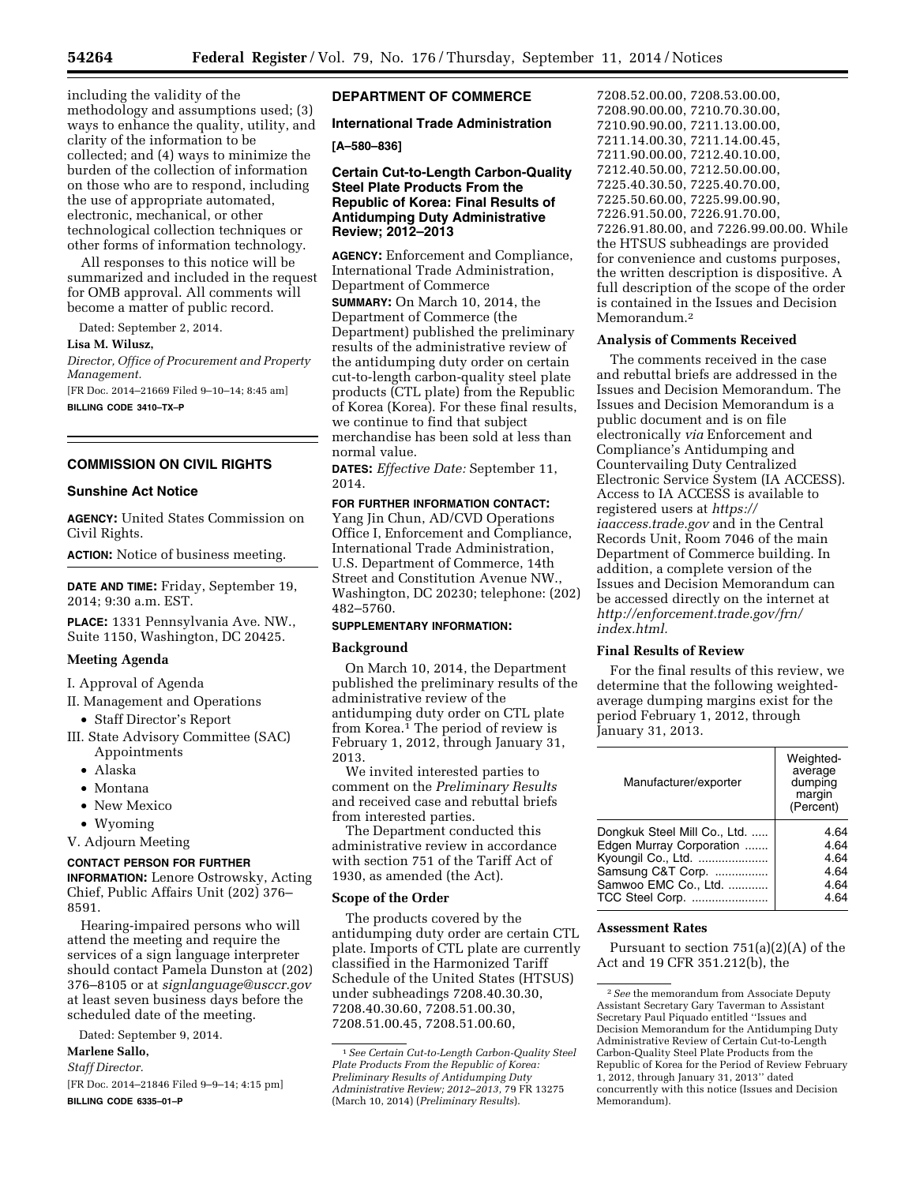including the validity of the methodology and assumptions used; (3) ways to enhance the quality, utility, and clarity of the information to be collected; and (4) ways to minimize the burden of the collection of information on those who are to respond, including the use of appropriate automated, electronic, mechanical, or other technological collection techniques or other forms of information technology.

All responses to this notice will be summarized and included in the request for OMB approval. All comments will become a matter of public record.

Dated: September 2, 2014.

**Lisa M. Wilusz,**

*Director, Office of Procurement and Property Management.*

[FR Doc. 2014–21669 Filed 9–10–14; 8:45 am]

**BILLING CODE 3410–TX–P**

## COMMISSION ON CIVIL RIGHTS

### Sunshine Act Notice

**AGENCY:** United States Commission on Civil Rights.

**ACTION:** Notice of business meeting.

**DATE AND TIME:** Friday, September 19, 2014; 9:30 a.m. EST.

**PLACE:** 1331 Pennsylvania Ave. NW., Suite 1150, Washington, DC 20425.

### Meeting Agenda

I. Approval of Agenda

II. Management and Operations

- Staff Director's Report

III. State Advisory Committee (SAC) Appointments

- Alaska
- Montana
- New Mexico
- Wyoming

V. Adjourn Meeting

**CONTACT PERSON FOR FURTHER INFORMATION:** Lenore Ostrowsky, Acting Chief, Public Affairs Unit (202) 376–8591.

Hearing-impaired persons who will attend the meeting and require the services of a sign language interpreter should contact Pamela Dunston at (202) 376–8105 or at *signlanguage@usccr.gov* at least seven business days before the scheduled date of the meeting.

Dated: September 9, 2014.

**Marlene Sallo,**

*Staff Director.*

[FR Doc. 2014–21846 Filed 9–9–14; 4:15 pm]

**BILLING CODE 6335–01–P**

## DEPARTMENT OF COMMERCE

### International Trade Administration

**[A–580–836]**

### Certain Cut-to-Length Carbon-Quality Steel Plate Products From the Republic of Korea: Final Results of Antidumping Duty Administrative Review; 2012–2013

**AGENCY:** Enforcement and Compliance, International Trade Administration, Department of Commerce

**SUMMARY:** On March 10, 2014, the Department of Commerce (the Department) published the preliminary results of the administrative review of the antidumping duty order on certain cut-to-length carbon-quality steel plate products (CTL plate) from the Republic of Korea (Korea). For these final results, we continue to find that subject merchandise has been sold at less than normal value.

**DATES:** *Effective Date:* September 11, 2014.

**FOR FURTHER INFORMATION CONTACT:** Yang Jin Chun, AD/CVD Operations Office I, Enforcement and Compliance, International Trade Administration, U.S. Department of Commerce, 14th Street and Constitution Avenue NW., Washington, DC 20230; telephone: (202) 482–5760.

**SUPPLEMENTARY INFORMATION:**

### Background

On March 10, 2014, the Department published the preliminary results of the administrative review of the antidumping duty order on CTL plate from Korea.[1] The period of review is February 1, 2012, through January 31, 2013.

We invited interested parties to comment on the *Preliminary Results* and received case and rebuttal briefs from interested parties.

The Department conducted this administrative review in accordance with section 751 of the Tariff Act of 1930, as amended (the Act).

### Scope of the Order

The products covered by the antidumping duty order are certain CTL plate. Imports of CTL plate are currently classified in the Harmonized Tariff Schedule of the United States (HTSUS) under subheadings 7208.40.30.30, 7208.40.30.60, 7208.51.00.30, 7208.51.00.45, 7208.51.00.60, 7208.52.00.00, 7208.53.00.00, 7208.90.00.00, 7210.70.30.00, 7210.90.90.00, 7211.13.00.00, 7211.14.00.30, 7211.14.00.45, 7211.90.00.00, 7212.40.10.00, 7212.40.50.00, 7212.50.00.00, 7225.40.30.50, 7225.40.70.00, 7225.50.60.00, 7225.99.00.90, 7226.91.50.00, 7226.91.70.00, 7226.91.80.00, and 7226.99.00.00. While the HTSUS subheadings are provided for convenience and customs purposes, the written description is dispositive. A full description of the scope of the order is contained in the Issues and Decision Memorandum.[2]

### Analysis of Comments Received

The comments received in the case and rebuttal briefs are addressed in the Issues and Decision Memorandum. The Issues and Decision Memorandum is a public document and is on file electronically *via* Enforcement and Compliance's Antidumping and Countervailing Duty Centralized Electronic Service System (IA ACCESS). Access to IA ACCESS is available to registered users at *https://iaaccess.trade.gov* and in the Central Records Unit, Room 7046 of the main Department of Commerce building. In addition, a complete version of the Issues and Decision Memorandum can be accessed directly on the internet at *http://enforcement.trade.gov/frn/index.html.*

### Final Results of Review

For the final results of this review, we determine that the following weighted-average dumping margins exist for the period February 1, 2012, through January 31, 2013.

| Manufacturer/exporter | Weighted-average dumping margin (Percent) |
|---|---|
| Dongkuk Steel Mill Co., Ltd. | 4.64 |
| Edgen Murray Corporation | 4.64 |
| Kyoungil Co., Ltd. | 4.64 |
| Samsung C&T Corp. | 4.64 |
| Samwoo EMC Co., Ltd. | 4.64 |
| TCC Steel Corp. | 4.64 |

### Assessment Rates

Pursuant to section 751(a)(2)(A) of the Act and 19 CFR 351.212(b), the

[1] *See Certain Cut-to-Length Carbon-Quality Steel Plate Products From the Republic of Korea: Preliminary Results of Antidumping Duty Administrative Review; 2012–2013*, 79 FR 13275 (March 10, 2014) (*Preliminary Results*).

[2] *See* the memorandum from Associate Deputy Assistant Secretary Gary Taverman to Assistant Secretary Paul Piquado entitled "Issues and Decision Memorandum for the Antidumping Duty Administrative Review of Certain Cut-to-Length Carbon-Quality Steel Plate Products from the Republic of Korea for the Period of Review February 1, 2012, through January 31, 2013" dated concurrently with this notice (Issues and Decision Memorandum).